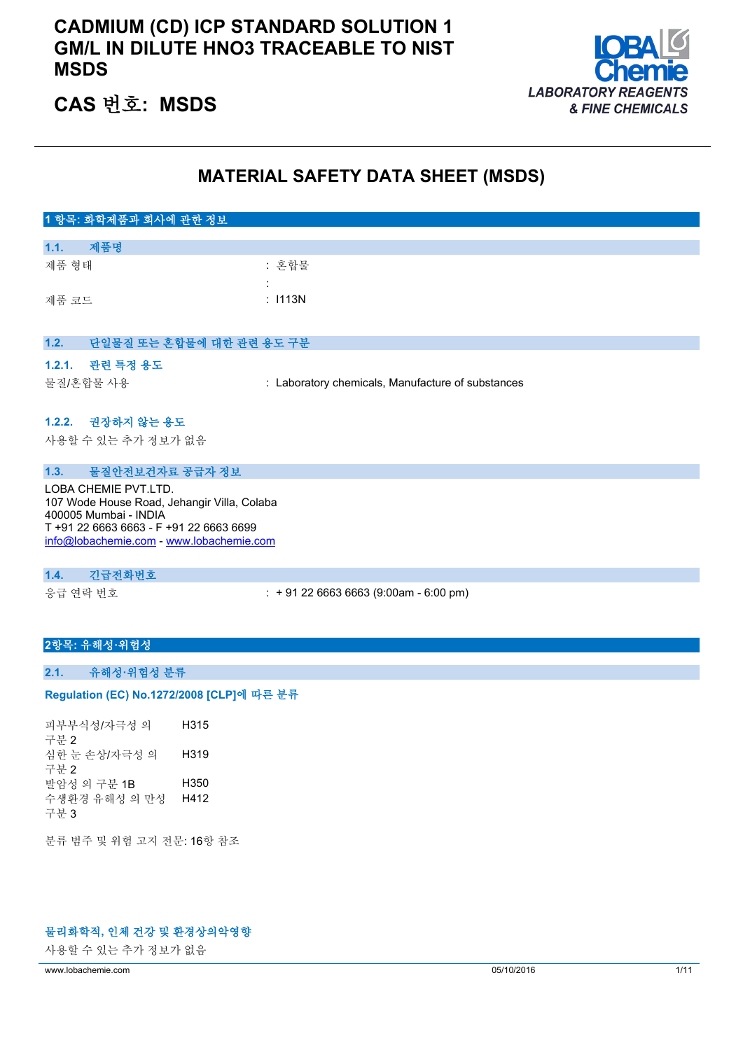# CADMIUM (CD) ICP STANDARD SOLUTION 1 GM/L IN DILUTE HNO3 TRACEABLE TO NIST MSDS

## CAS 번호: MSDS

LOBA Chemie
LABORATORY REAGENTS & FINE CHEMICALS

# MATERIAL SAFETY DATA SHEET (MSDS)

## 1 항목: 화학제품과 회사에 관한 정보

### 1.1. 제품명

제품 형태 : 혼합물

:

제품 코드 : I113N

### 1.2. 단일물질 또는 혼합물에 대한 관련 용도 구분

#### 1.2.1. 관련 특정 용도

물질/혼합물 사용 : Laboratory chemicals, Manufacture of substances

#### 1.2.2. 권장하지 않는 용도

사용할 수 있는 추가 정보가 없음

### 1.3. 물질안전보건자료 공급자 정보

LOBA CHEMIE PVT.LTD.
107 Wode House Road, Jehangir Villa, Colaba
400005 Mumbai - INDIA
T +91 22 6663 6663 - F +91 22 6663 6699
info@lobachemie.com - www.lobachemie.com

### 1.4. 긴급전화번호

응급 연락 번호 : + 91 22 6663 6663 (9:00am - 6:00 pm)

## 2항목: 유해성·위험성

### 2.1. 유해성·위험성 분류

**Regulation (EC) No.1272/2008 [CLP]에 따른 분류**

| | |
|---|---|
| 피부부식성/자극성 의 구분 2 | H315 |
| 심한 눈 손상/자극성 의 구분 2 | H319 |
| 발암성 의 구분 1B | H350 |
| 수생환경 유해성 의 만성 구분 3 | H412 |

분류 범주 및 위험 고지 전문: 16항 참조

**물리화학적, 인체 건강 및 환경상의악영향**

사용할 수 있는 추가 정보가 없음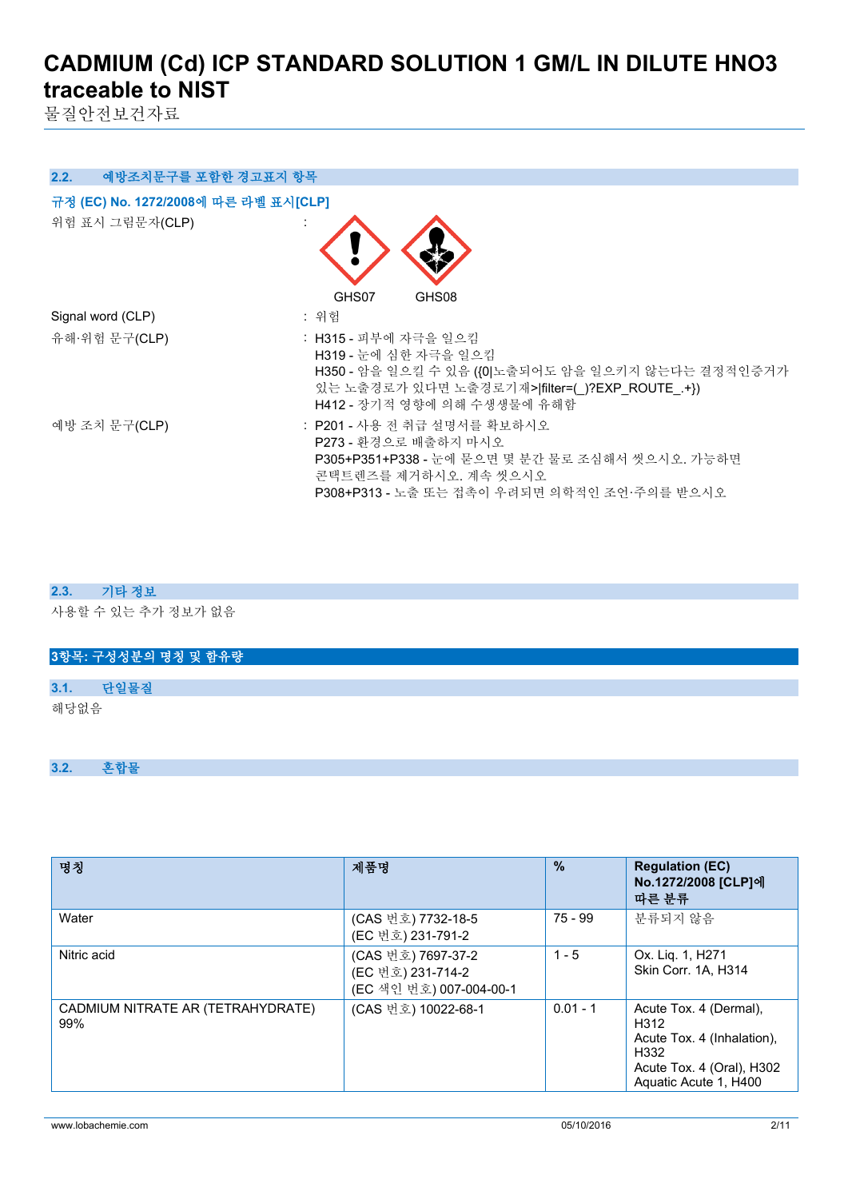### 2.2. 예방조치문구를 포함한 경고표지 항목

**규정 (EC) No. 1272/2008에 따른 라벨 표시[CLP]**

위험 표시 그림문자(CLP) : GHS07 GHS08

Signal word (CLP) : 위험

유해·위험 문구(CLP) :
H315 - 피부에 자극을 일으킴
H319 - 눈에 심한 자극을 일으킴
H350 - 암을 일으킬 수 있음 ({0|노출되어도 암을 일으키지 않는다는 결정적인증거가 있는 노출경로가 있다면 노출경로기재>|filter=(_)?EXP_ROUTE_.+})
H412 - 장기적 영향에 의해 수생생물에 유해함

예방 조치 문구(CLP) :
P201 - 사용 전 취급 설명서를 확보하시오
P273 - 환경으로 배출하지 마시오
P305+P351+P338 - 눈에 묻으면 몇 분간 물로 조심해서 씻으시오. 가능하면 콘택트렌즈를 제거하시오. 계속 씻으시오
P308+P313 - 노출 또는 접촉이 우려되면 의학적인 조언·주의를 받으시오

### 2.3. 기타 정보

사용할 수 있는 추가 정보가 없음

## 3항목: 구성성분의 명칭 및 함유량

### 3.1. 단일물질

해당없음

### 3.2. 혼합물

| 명칭 | 제품명 | % | Regulation (EC) No.1272/2008 [CLP]에 따른 분류 |
|---|---|---|---|
| Water | (CAS 번호) 7732-18-5<br>(EC 번호) 231-791-2 | 75 - 99 | 분류되지 않음 |
| Nitric acid | (CAS 번호) 7697-37-2<br>(EC 번호) 231-714-2<br>(EC 색인 번호) 007-004-00-1 | 1 - 5 | Ox. Liq. 1, H271<br>Skin Corr. 1A, H314 |
| CADMIUM NITRATE AR (TETRAHYDRATE) 99% | (CAS 번호) 10022-68-1 | 0.01 - 1 | Acute Tox. 4 (Dermal), H312<br>Acute Tox. 4 (Inhalation), H332<br>Acute Tox. 4 (Oral), H302<br>Aquatic Acute 1, H400 |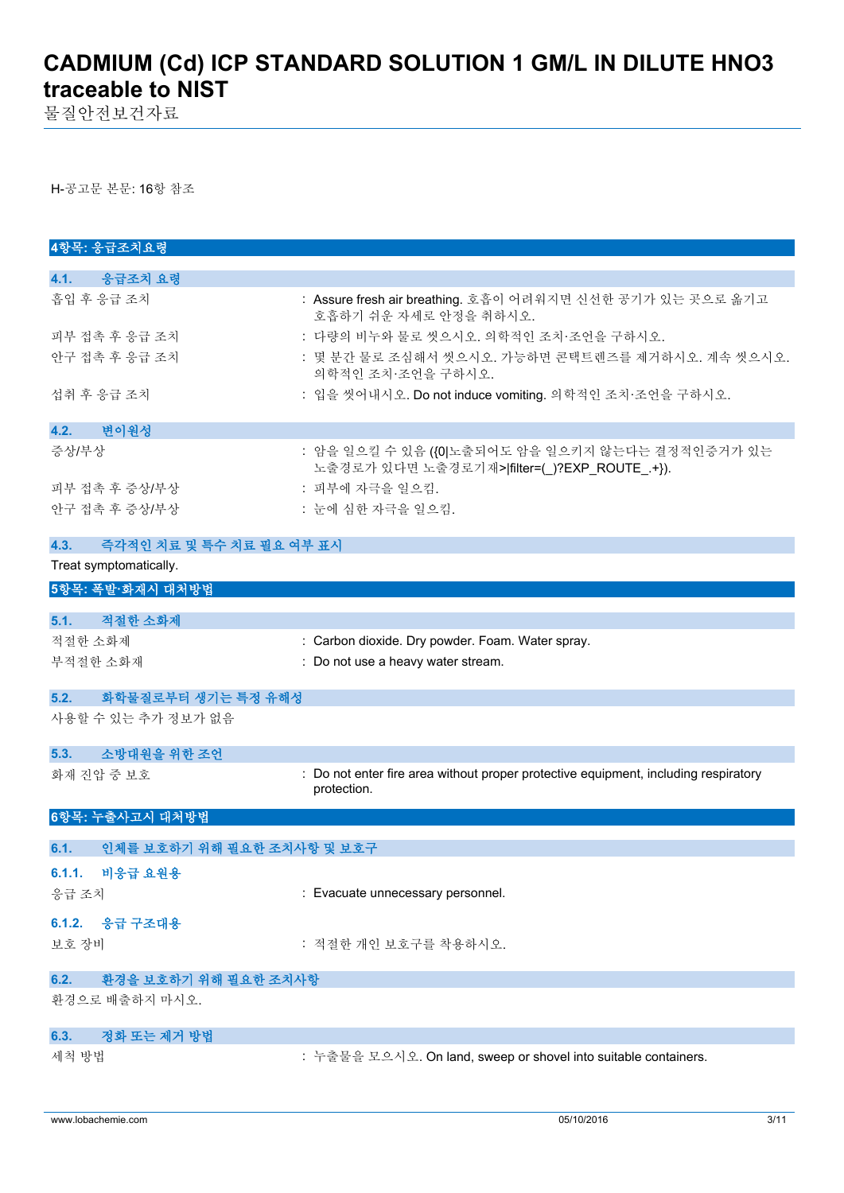H-공고문 본문: 16항 참조

## 4항목: 응급조치요령

### 4.1. 응급조치 요령

| | |
|---|---|
| 흡입 후 응급 조치 | : Assure fresh air breathing. 호흡이 어려워지면 신선한 공기가 있는 곳으로 옮기고 호흡하기 쉬운 자세로 안정을 취하시오. |
| 피부 접촉 후 응급 조치 | : 다량의 비누와 물로 씻으시오. 의학적인 조치·조언을 구하시오. |
| 안구 접촉 후 응급 조치 | : 몇 분간 물로 조심해서 씻으시오. 가능하면 콘택트렌즈를 제거하시오. 계속 씻으시오. 의학적인 조치·조언을 구하시오. |
| 섭취 후 응급 조치 | : 입을 씻어내시오. Do not induce vomiting. 의학적인 조치·조언을 구하시오. |

### 4.2. 변이원성

| | |
|---|---|
| 증상/부상 | : 암을 일으킬 수 있음 ({0|노출되어도 암을 일으키지 않는다는 결정적인증거가 있는 노출경로가 있다면 노출경로기재>|filter=(_)?EXP_ROUTE_.+}). |
| 피부 접촉 후 증상/부상 | : 피부에 자극을 일으킴. |
| 안구 접촉 후 증상/부상 | : 눈에 심한 자극을 일으킴. |

### 4.3. 즉각적인 치료 및 특수 치료 필요 여부 표시

Treat symptomatically.

## 5항목: 폭발·화재시 대처방법

### 5.1. 적절한 소화제

| | |
|---|---|
| 적절한 소화제 | : Carbon dioxide. Dry powder. Foam. Water spray. |
| 부적절한 소화제 | : Do not use a heavy water stream. |

### 5.2. 화학물질로부터 생기는 특정 유해성

사용할 수 있는 추가 정보가 없음

### 5.3. 소방대원을 위한 조언

| | |
|---|---|
| 화재 진압 중 보호 | : Do not enter fire area without proper protective equipment, including respiratory protection. |

## 6항목: 누출사고시 대처방법

### 6.1. 인체를 보호하기 위해 필요한 조치사항 및 보호구

#### 6.1.1. 비응급 요원용

| | |
|---|---|
| 응급 조치 | : Evacuate unnecessary personnel. |

#### 6.1.2. 응급 구조대용

| | |
|---|---|
| 보호 장비 | : 적절한 개인 보호구를 착용하시오. |

### 6.2. 환경을 보호하기 위해 필요한 조치사항

환경으로 배출하지 마시오.

### 6.3. 정화 또는 제거 방법

| | |
|---|---|
| 세척 방법 | : 누출물을 모으시오. On land, sweep or shovel into suitable containers. |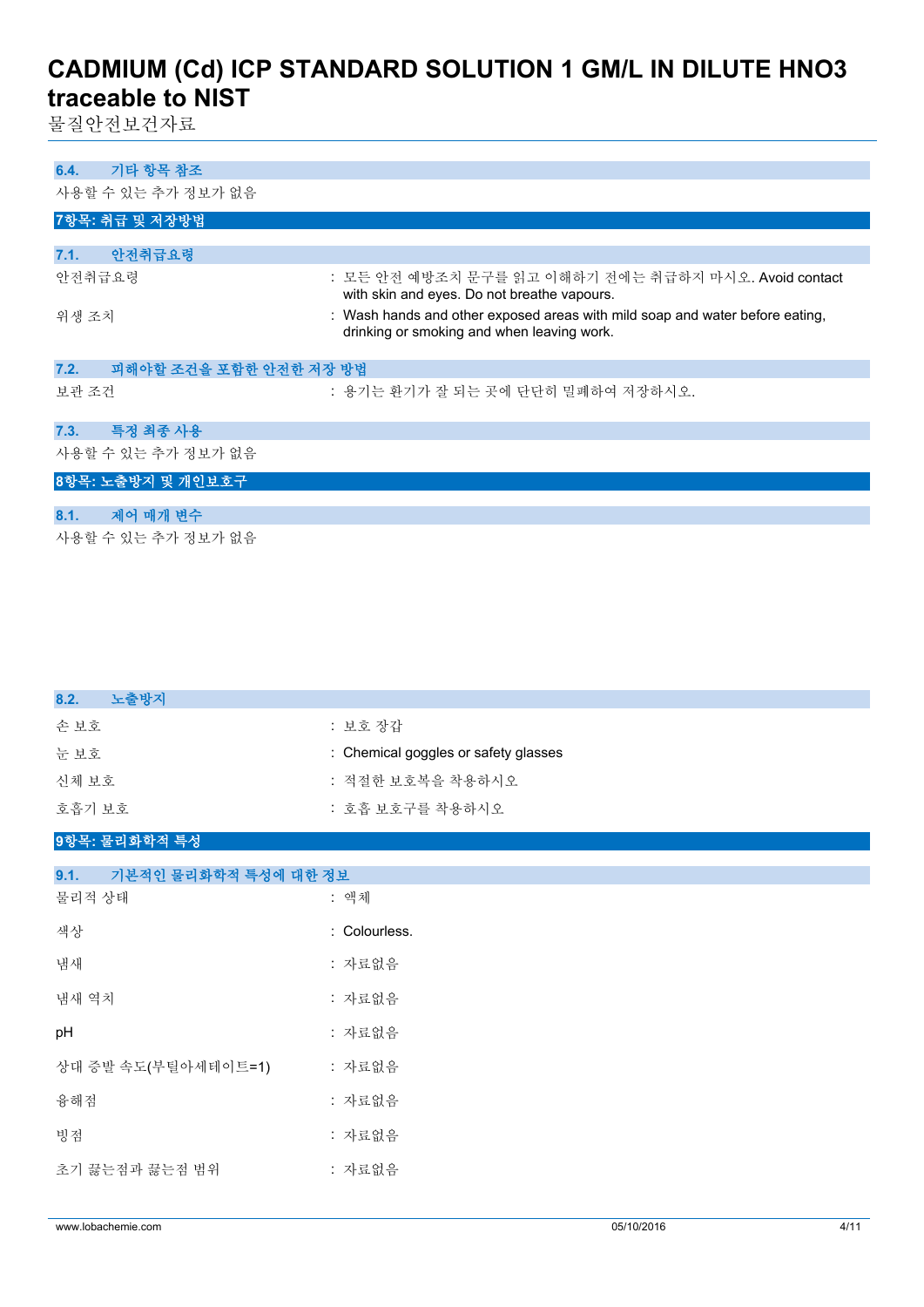### 6.4. 기타 항목 참조

사용할 수 있는 추가 정보가 없음

## 7항목: 취급 및 저장방법

### 7.1. 안전취급요령

| | |
|---|---|
| 안전취급요령 | : 모든 안전 예방조치 문구를 읽고 이해하기 전에는 취급하지 마시오. Avoid contact with skin and eyes. Do not breathe vapours. |
| 위생 조치 | : Wash hands and other exposed areas with mild soap and water before eating, drinking or smoking and when leaving work. |

### 7.2. 피해야할 조건을 포함한 안전한 저장 방법

| | |
|---|---|
| 보관 조건 | : 용기는 환기가 잘 되는 곳에 단단히 밀폐하여 저장하시오. |

### 7.3. 특정 최종 사용

사용할 수 있는 추가 정보가 없음

## 8항목: 노출방지 및 개인보호구

### 8.1. 제어 매개 변수

사용할 수 있는 추가 정보가 없음

### 8.2. 노출방지

| | |
|---|---|
| 손 보호 | : 보호 장갑 |
| 눈 보호 | : Chemical goggles or safety glasses |
| 신체 보호 | : 적절한 보호복을 착용하시오 |
| 호흡기 보호 | : 호흡 보호구를 착용하시오 |

## 9항목: 물리화학적 특성

### 9.1. 기본적인 물리화학적 특성에 대한 정보

| | |
|---|---|
| 물리적 상태 | : 액체 |
| 색상 | : Colourless. |
| 냄새 | : 자료없음 |
| 냄새 역치 | : 자료없음 |
| pH | : 자료없음 |
| 상대 증발 속도(부틸아세테이트=1) | : 자료없음 |
| 융해점 | : 자료없음 |
| 빙점 | : 자료없음 |
| 초기 끓는점과 끓는점 범위 | : 자료없음 |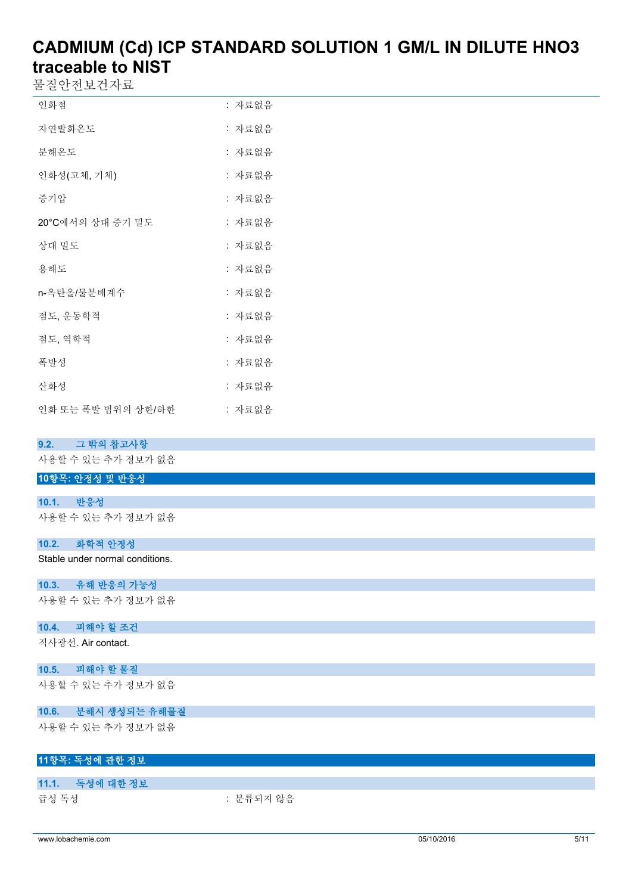| | |
|---|---|
| 인화점 | : 자료없음 |
| 자연발화온도 | : 자료없음 |
| 분해온도 | : 자료없음 |
| 인화성(고체, 기체) | : 자료없음 |
| 증기압 | : 자료없음 |
| 20°C에서의 상대 증기 밀도 | : 자료없음 |
| 상대 밀도 | : 자료없음 |
| 용해도 | : 자료없음 |
| n-옥탄올/물분배계수 | : 자료없음 |
| 점도, 운동학적 | : 자료없음 |
| 점도, 역학적 | : 자료없음 |
| 폭발성 | : 자료없음 |
| 산화성 | : 자료없음 |
| 인화 또는 폭발 범위의 상한/하한 | : 자료없음 |

### 9.2. 그 밖의 참고사항

사용할 수 있는 추가 정보가 없음

## 10항목: 안정성 및 반응성

### 10.1. 반응성

사용할 수 있는 추가 정보가 없음

### 10.2. 화학적 안정성

Stable under normal conditions.

### 10.3. 유해 반응의 가능성

사용할 수 있는 추가 정보가 없음

### 10.4. 피해야 할 조건

직사광선. Air contact.

### 10.5. 피해야 할 물질

사용할 수 있는 추가 정보가 없음

### 10.6. 분해시 생성되는 유해물질

사용할 수 있는 추가 정보가 없음

## 11항목: 독성에 관한 정보

### 11.1. 독성에 대한 정보

| | |
|---|---|
| 급성 독성 | : 분류되지 않음 |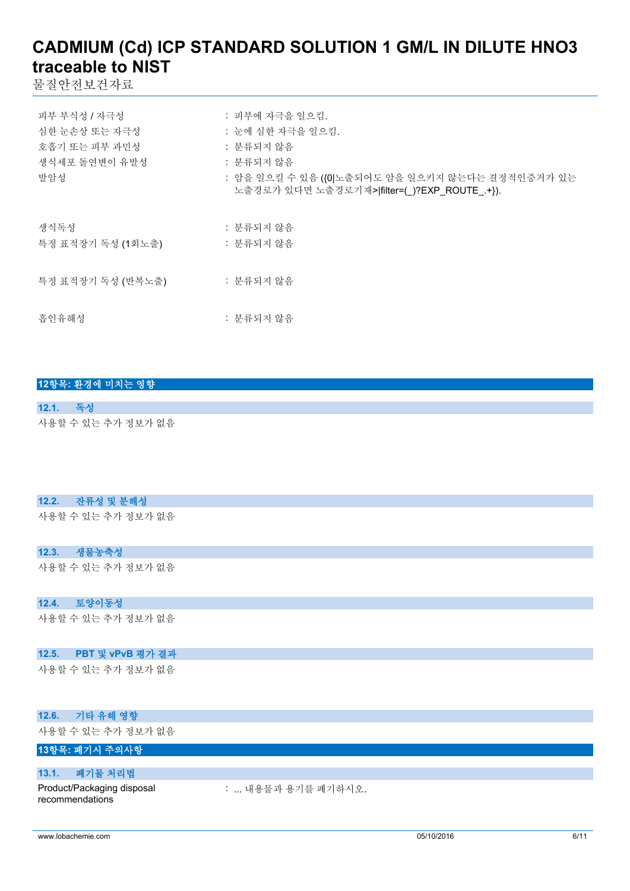| | |
|---|---|
| 피부 부식성 / 자극성 | : 피부에 자극을 일으킴. |
| 심한 눈손상 또는 자극성 | : 눈에 심한 자극을 일으킴. |
| 호흡기 또는 피부 과민성 | : 분류되지 않음 |
| 생식세포 돌연변이 유발성 | : 분류되지 않음 |
| 발암성 | : 암을 일으킬 수 있음 ({0|노출되어도 암을 일으키지 않는다는 결정적인증거가 있는 노출경로가 있다면 노출경로기재>|filter=(_)?EXP_ROUTE_.+}). |
| 생식독성 | : 분류되지 않음 |
| 특정 표적장기 독성 (1회노출) | : 분류되지 않음 |
| 특정 표적장기 독성 (반복노출) | : 분류되지 않음 |
| 흡인유해성 | : 분류되지 않음 |

## 12항목: 환경에 미치는 영향

### 12.1. 독성

사용할 수 있는 추가 정보가 없음

### 12.2. 잔류성 및 분해성

사용할 수 있는 추가 정보가 없음

### 12.3. 생물농축성

사용할 수 있는 추가 정보가 없음

### 12.4. 토양이동성

사용할 수 있는 추가 정보가 없음

### 12.5. PBT 및 vPvB 평가 결과

사용할 수 있는 추가 정보가 없음

### 12.6. 기타 유해 영향

사용할 수 있는 추가 정보가 없음

## 13항목: 폐기시 주의사항

### 13.1. 폐기물 처리법

| | |
|---|---|
| Product/Packaging disposal recommendations | : ... 내용물과 용기를 폐기하시오. |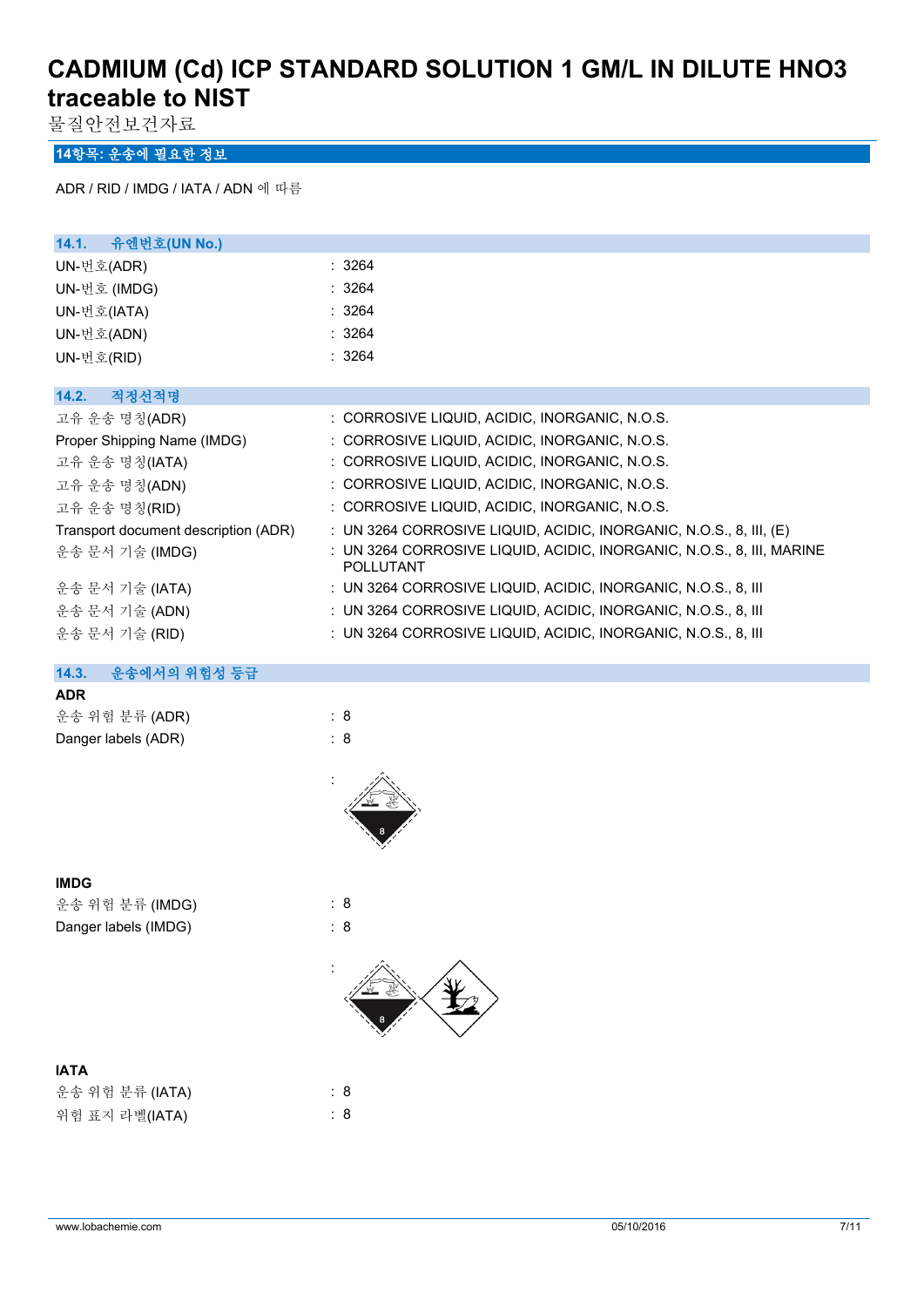# CADMIUM (Cd) ICP STANDARD SOLUTION 1 GM/L IN DILUTE HNO3 traceable to NIST

물질안전보건자료

## 14항목: 운송에 필요한 정보

ADR / RID / IMDG / IATA / ADN 에 따름

### 14.1. 유엔번호(UN No.)

| | |
|---|---|
| UN-번호(ADR) | : 3264 |
| UN-번호 (IMDG) | : 3264 |
| UN-번호(IATA) | : 3264 |
| UN-번호(ADN) | : 3264 |
| UN-번호(RID) | : 3264 |

### 14.2. 적정선적명

| | |
|---|---|
| 고유 운송 명칭(ADR) | : CORROSIVE LIQUID, ACIDIC, INORGANIC, N.O.S. |
| Proper Shipping Name (IMDG) | : CORROSIVE LIQUID, ACIDIC, INORGANIC, N.O.S. |
| 고유 운송 명칭(IATA) | : CORROSIVE LIQUID, ACIDIC, INORGANIC, N.O.S. |
| 고유 운송 명칭(ADN) | : CORROSIVE LIQUID, ACIDIC, INORGANIC, N.O.S. |
| 고유 운송 명칭(RID) | : CORROSIVE LIQUID, ACIDIC, INORGANIC, N.O.S. |
| Transport document description (ADR) | : UN 3264 CORROSIVE LIQUID, ACIDIC, INORGANIC, N.O.S., 8, III, (E) |
| 운송 문서 기술 (IMDG) | : UN 3264 CORROSIVE LIQUID, ACIDIC, INORGANIC, N.O.S., 8, III, MARINE POLLUTANT |
| 운송 문서 기술 (IATA) | : UN 3264 CORROSIVE LIQUID, ACIDIC, INORGANIC, N.O.S., 8, III |
| 운송 문서 기술 (ADN) | : UN 3264 CORROSIVE LIQUID, ACIDIC, INORGANIC, N.O.S., 8, III |
| 운송 문서 기술 (RID) | : UN 3264 CORROSIVE LIQUID, ACIDIC, INORGANIC, N.O.S., 8, III |

### 14.3. 운송에서의 위험성 등급

**ADR**

| | |
|---|---|
| 운송 위험 분류 (ADR) | : 8 |
| Danger labels (ADR) | : 8 |

:

**IMDG**

| | |
|---|---|
| 운송 위험 분류 (IMDG) | : 8 |
| Danger labels (IMDG) | : 8 |

:

**IATA**

| | |
|---|---|
| 운송 위험 분류 (IATA) | : 8 |
| 위험 표지 라벨(IATA) | : 8 |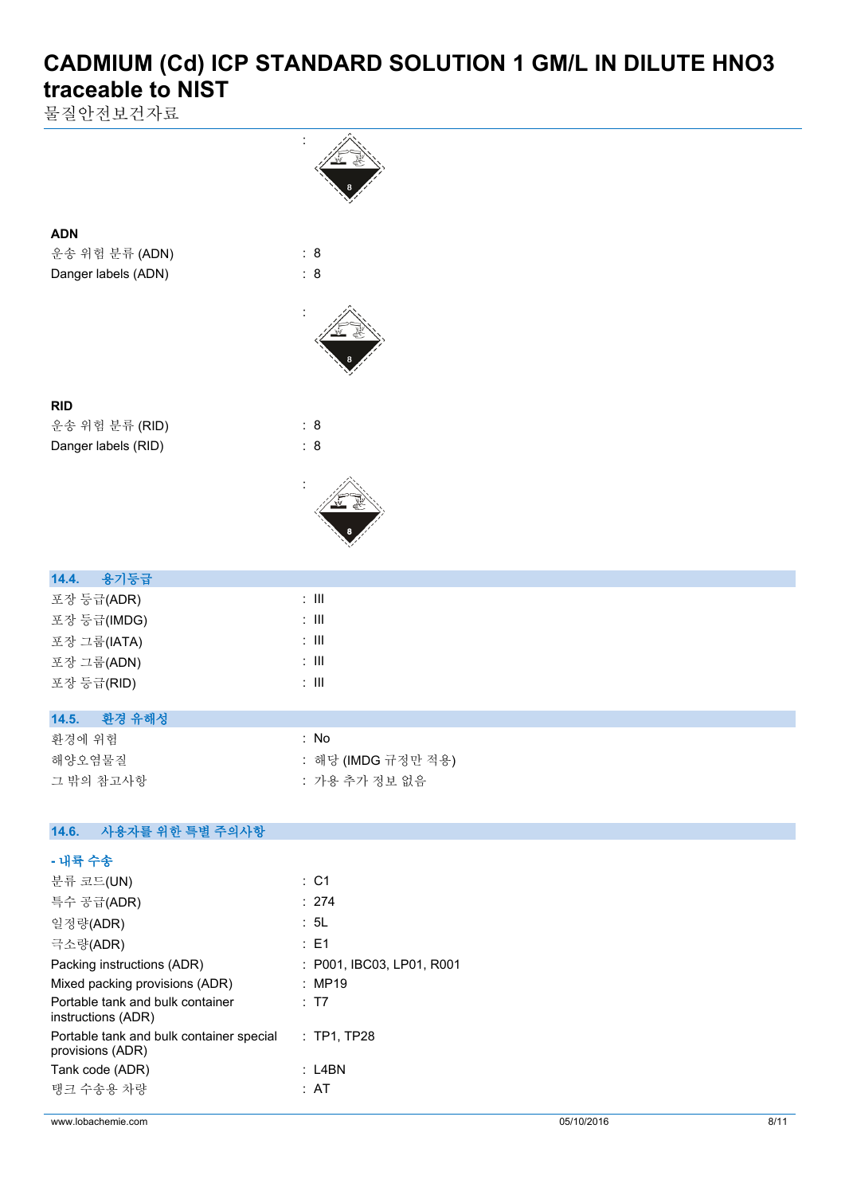:

**ADN**

| | |
|---|---|
| 운송 위험 분류 (ADN) | : 8 |
| Danger labels (ADN) | : 8 |

:

**RID**

| | |
|---|---|
| 운송 위험 분류 (RID) | : 8 |
| Danger labels (RID) | : 8 |

:

## 14.4. 용기등급

| | |
|---|---|
| 포장 등급(ADR) | : III |
| 포장 등급(IMDG) | : III |
| 포장 그룹(IATA) | : III |
| 포장 그룹(ADN) | : III |
| 포장 등급(RID) | : III |

## 14.5. 환경 유해성

| | |
|---|---|
| 환경에 위험 | : No |
| 해양오염물질 | : 해당 (IMDG 규정만 적용) |
| 그 밖의 참고사항 | : 가용 추가 정보 없음 |

## 14.6. 사용자를 위한 특별 주의사항

**- 내륙 수송**

| | |
|---|---|
| 분류 코드(UN) | : C1 |
| 특수 공급(ADR) | : 274 |
| 일정량(ADR) | : 5L |
| 극소량(ADR) | : E1 |
| Packing instructions (ADR) | : P001, IBC03, LP01, R001 |
| Mixed packing provisions (ADR) | : MP19 |
| Portable tank and bulk container instructions (ADR) | : T7 |
| Portable tank and bulk container special provisions (ADR) | : TP1, TP28 |
| Tank code (ADR) | : L4BN |
| 탱크 수송용 차량 | : AT |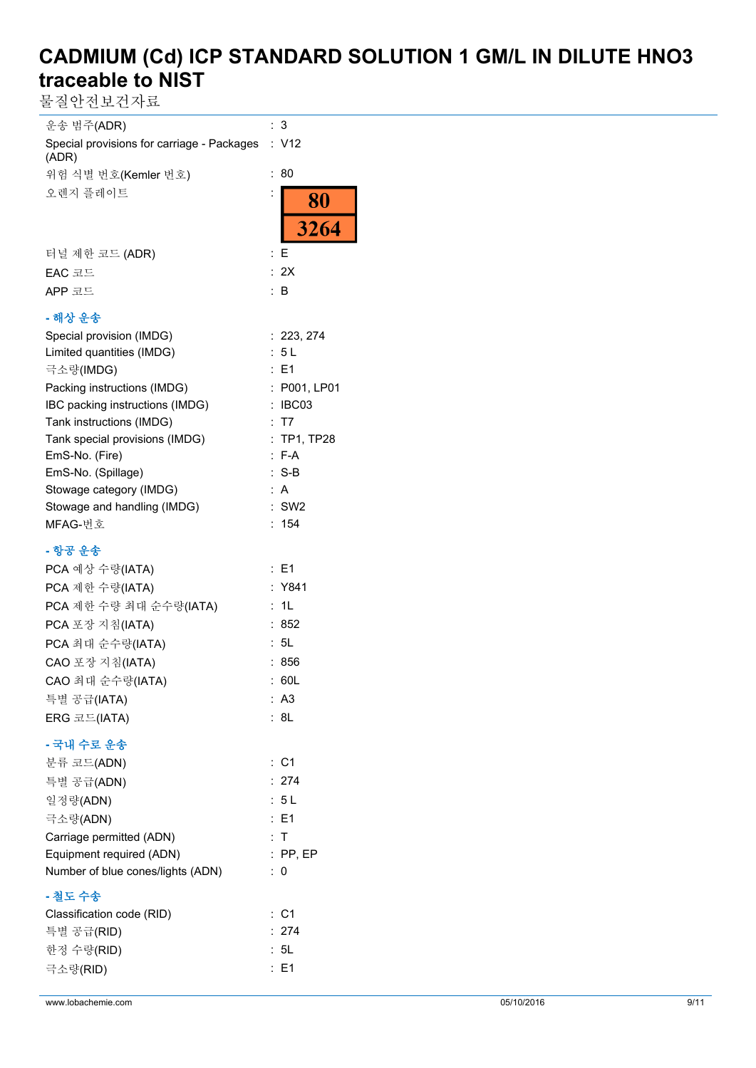# CADMIUM (Cd) ICP STANDARD SOLUTION 1 GM/L IN DILUTE HNO3 traceable to NIST

물질안전보건자료

| | |
|---|---|
| 운송 범주(ADR) | : 3 |
| Special provisions for carriage - Packages (ADR) | : V12 |
| 위험 식별 번호(Kemler 번호) | : 80 |
| 오렌지 플레이트 | : 80 / 3264 |
| 터널 제한 코드 (ADR) | : E |
| EAC 코드 | : 2X |
| APP 코드 | : B |

**- 해상 운송**

| | |
|---|---|
| Special provision (IMDG) | : 223, 274 |
| Limited quantities (IMDG) | : 5 L |
| 극소량(IMDG) | : E1 |
| Packing instructions (IMDG) | : P001, LP01 |
| IBC packing instructions (IMDG) | : IBC03 |
| Tank instructions (IMDG) | : T7 |
| Tank special provisions (IMDG) | : TP1, TP28 |
| EmS-No. (Fire) | : F-A |
| EmS-No. (Spillage) | : S-B |
| Stowage category (IMDG) | : A |
| Stowage and handling (IMDG) | : SW2 |
| MFAG-번호 | : 154 |

**- 항공 운송**

| | |
|---|---|
| PCA 예상 수량(IATA) | : E1 |
| PCA 제한 수량(IATA) | : Y841 |
| PCA 제한 수량 최대 순수량(IATA) | : 1L |
| PCA 포장 지침(IATA) | : 852 |
| PCA 최대 순수량(IATA) | : 5L |
| CAO 포장 지침(IATA) | : 856 |
| CAO 최대 순수량(IATA) | : 60L |
| 특별 공급(IATA) | : A3 |
| ERG 코드(IATA) | : 8L |

**- 국내 수로 운송**

| | |
|---|---|
| 분류 코드(ADN) | : C1 |
| 특별 공급(ADN) | : 274 |
| 일정량(ADN) | : 5 L |
| 극소량(ADN) | : E1 |
| Carriage permitted (ADN) | : T |
| Equipment required (ADN) | : PP, EP |
| Number of blue cones/lights (ADN) | : 0 |

**- 철도 수송**

| | |
|---|---|
| Classification code (RID) | : C1 |
| 특별 공급(RID) | : 274 |
| 한정 수량(RID) | : 5L |
| 극소량(RID) | : E1 |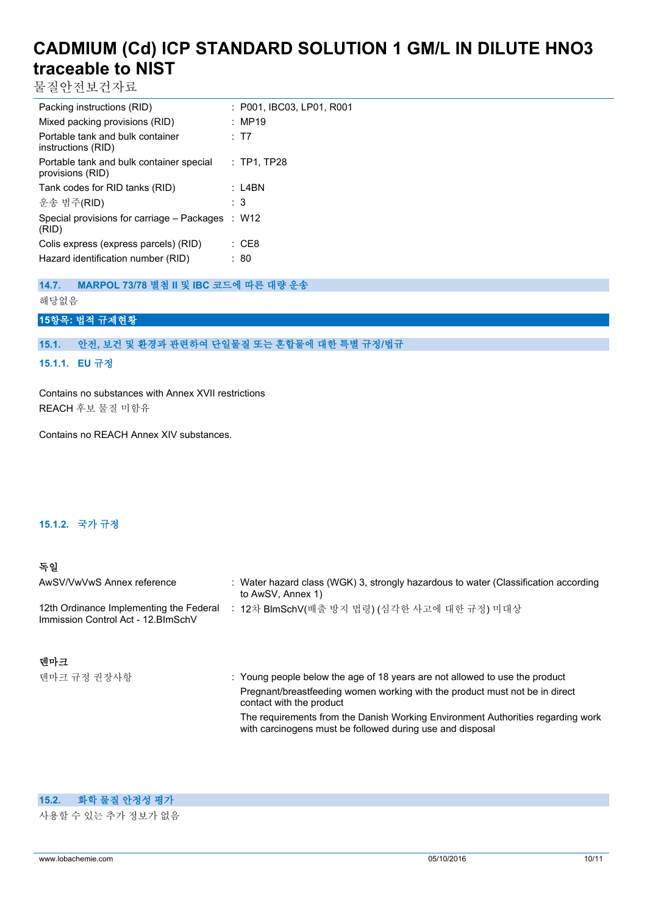| | |
|---|---|
| Packing instructions (RID) | : P001, IBC03, LP01, R001 |
| Mixed packing provisions (RID) | : MP19 |
| Portable tank and bulk container instructions (RID) | : T7 |
| Portable tank and bulk container special provisions (RID) | : TP1, TP28 |
| Tank codes for RID tanks (RID) | : L4BN |
| 운송 범주(RID) | : 3 |
| Special provisions for carriage – Packages (RID) | : W12 |
| Colis express (express parcels) (RID) | : CE8 |
| Hazard identification number (RID) | : 80 |

### 14.7. MARPOL 73/78 별첨 II 및 IBC 코드에 따른 대량 운송

해당없음

## 15항목: 법적 규제현황

### 15.1. 안전, 보건 및 환경과 관련하여 단일물질 또는 혼합물에 대한 특별 규정/법규

#### 15.1.1. EU 규정

Contains no substances with Annex XVII restrictions
REACH 후보 물질 미함유

Contains no REACH Annex XIV substances.

#### 15.1.2. 국가 규정

**독일**

| | |
|---|---|
| AwSV/VwVwS Annex reference | : Water hazard class (WGK) 3, strongly hazardous to water (Classification according to AwSV, Annex 1) |
| 12th Ordinance Implementing the Federal Immission Control Act - 12.BImSchV | : 12차 BImSchV(배출 방지 법령) (심각한 사고에 대한 규정) 미대상 |

**덴마크**

| | |
|---|---|
| 덴마크 규정 권장사항 | : Young people below the age of 18 years are not allowed to use the product<br>Pregnant/breastfeeding women working with the product must not be in direct contact with the product<br>The requirements from the Danish Working Environment Authorities regarding work with carcinogens must be followed during use and disposal |

### 15.2. 화학 물질 안정성 평가

사용할 수 있는 추가 정보가 없음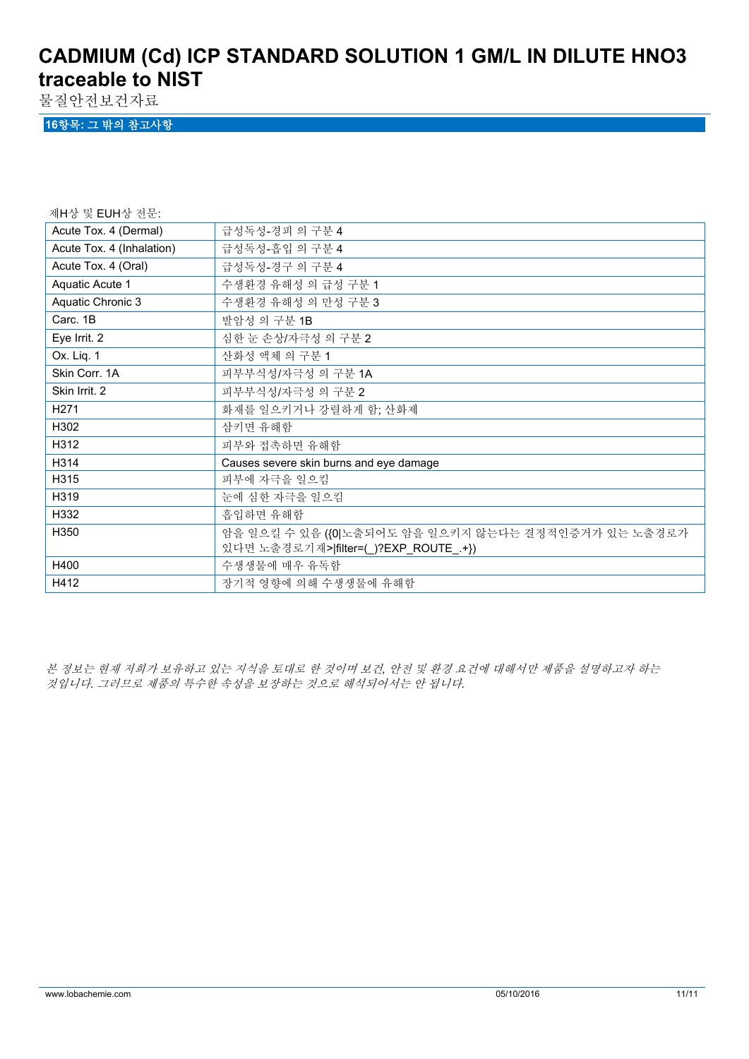## 16항목: 그 밖의 참고사항

제H상 및 EUH상 전문:

| | |
|---|---|
| Acute Tox. 4 (Dermal) | 급성독성-경피 의 구분 4 |
| Acute Tox. 4 (Inhalation) | 급성독성-흡입 의 구분 4 |
| Acute Tox. 4 (Oral) | 급성독성-경구 의 구분 4 |
| Aquatic Acute 1 | 수생환경 유해성 의 급성 구분 1 |
| Aquatic Chronic 3 | 수생환경 유해성 의 만성 구분 3 |
| Carc. 1B | 발암성 의 구분 1B |
| Eye Irrit. 2 | 심한 눈 손상/자극성 의 구분 2 |
| Ox. Liq. 1 | 산화성 액체 의 구분 1 |
| Skin Corr. 1A | 피부부식성/자극성 의 구분 1A |
| Skin Irrit. 2 | 피부부식성/자극성 의 구분 2 |
| H271 | 화재를 일으키거나 강렬하게 함; 산화제 |
| H302 | 삼키면 유해함 |
| H312 | 피부와 접촉하면 유해함 |
| H314 | Causes severe skin burns and eye damage |
| H315 | 피부에 자극을 일으킴 |
| H319 | 눈에 심한 자극을 일으킴 |
| H332 | 흡입하면 유해함 |
| H350 | 암을 일으킬 수 있음 ({0|노출되어도 암을 일으키지 않는다는 결정적인증거가 있는 노출경로가 있다면 노출경로기재>|filter=(_)?EXP_ROUTE_.+}) |
| H400 | 수생생물에 매우 유독함 |
| H412 | 장기적 영향에 의해 수생생물에 유해함 |

*본 정보는 현재 저희가 보유하고 있는 지식을 토대로 한 것이며 보건, 안전 및 환경 요건에 대해서만 제품을 설명하고자 하는 것입니다. 그러므로 제품의 특수한 속성을 보장하는 것으로 해석되어서는 안 됩니다.*